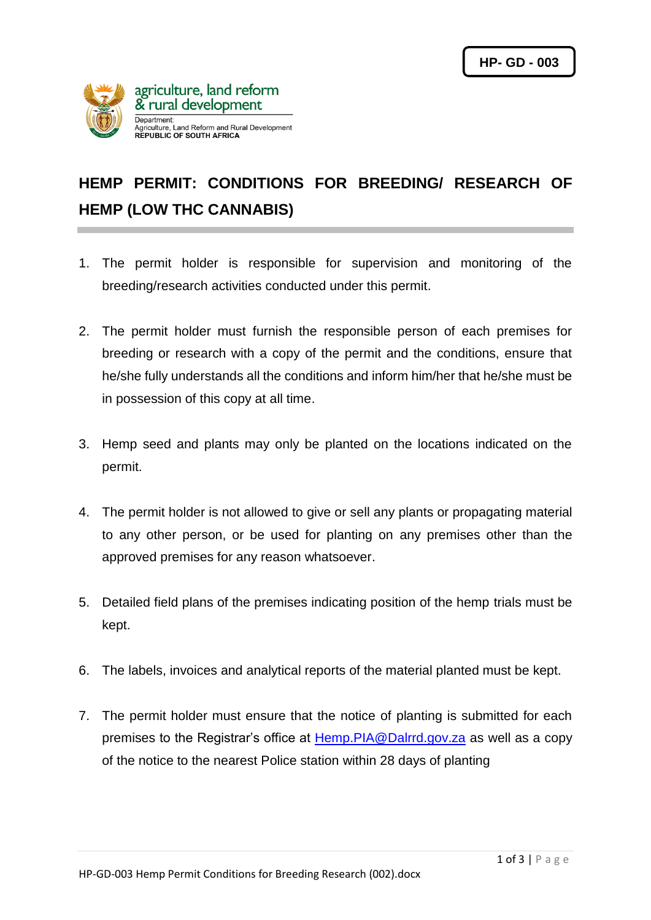HP- GD - 003

agriculture, land reform
& rural development

Department:
Agriculture, Land Reform and Rural Development
**REPUBLIC OF SOUTH AFRICA**

# HEMP PERMIT: CONDITIONS FOR BREEDING/ RESEARCH OF HEMP (LOW THC CANNABIS)

1. The permit holder is responsible for supervision and monitoring of the breeding/research activities conducted under this permit.

2. The permit holder must furnish the responsible person of each premises for breeding or research with a copy of the permit and the conditions, ensure that he/she fully understands all the conditions and inform him/her that he/she must be in possession of this copy at all time.

3. Hemp seed and plants may only be planted on the locations indicated on the permit.

4. The permit holder is not allowed to give or sell any plants or propagating material to any other person, or be used for planting on any premises other than the approved premises for any reason whatsoever.

5. Detailed field plans of the premises indicating position of the hemp trials must be kept.

6. The labels, invoices and analytical reports of the material planted must be kept.

7. The permit holder must ensure that the notice of planting is submitted for each premises to the Registrar's office at [Hemp.PIA@Dalrrd.gov.za](mailto:Hemp.PIA@Dalrrd.gov.za) as well as a copy of the notice to the nearest Police station within 28 days of planting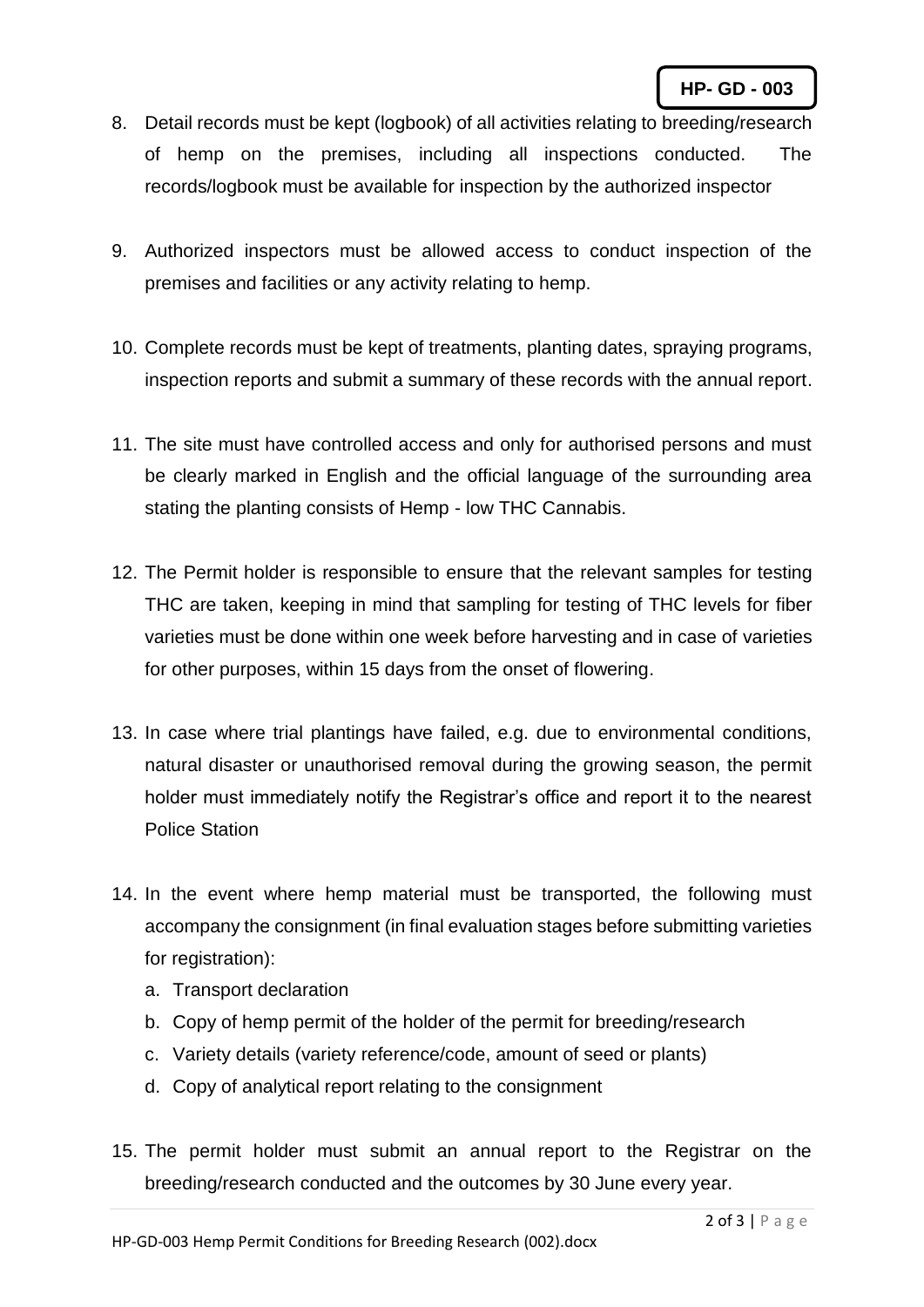8. Detail records must be kept (logbook) of all activities relating to breeding/research of hemp on the premises, including all inspections conducted. The records/logbook must be available for inspection by the authorized inspector

9. Authorized inspectors must be allowed access to conduct inspection of the premises and facilities or any activity relating to hemp.

10. Complete records must be kept of treatments, planting dates, spraying programs, inspection reports and submit a summary of these records with the annual report.

11. The site must have controlled access and only for authorised persons and must be clearly marked in English and the official language of the surrounding area stating the planting consists of Hemp - low THC Cannabis.

12. The Permit holder is responsible to ensure that the relevant samples for testing THC are taken, keeping in mind that sampling for testing of THC levels for fiber varieties must be done within one week before harvesting and in case of varieties for other purposes, within 15 days from the onset of flowering.

13. In case where trial plantings have failed, e.g. due to environmental conditions, natural disaster or unauthorised removal during the growing season, the permit holder must immediately notify the Registrar's office and report it to the nearest Police Station

14. In the event where hemp material must be transported, the following must accompany the consignment (in final evaluation stages before submitting varieties for registration):
    a. Transport declaration
    b. Copy of hemp permit of the holder of the permit for breeding/research
    c. Variety details (variety reference/code, amount of seed or plants)
    d. Copy of analytical report relating to the consignment

15. The permit holder must submit an annual report to the Registrar on the breeding/research conducted and the outcomes by 30 June every year.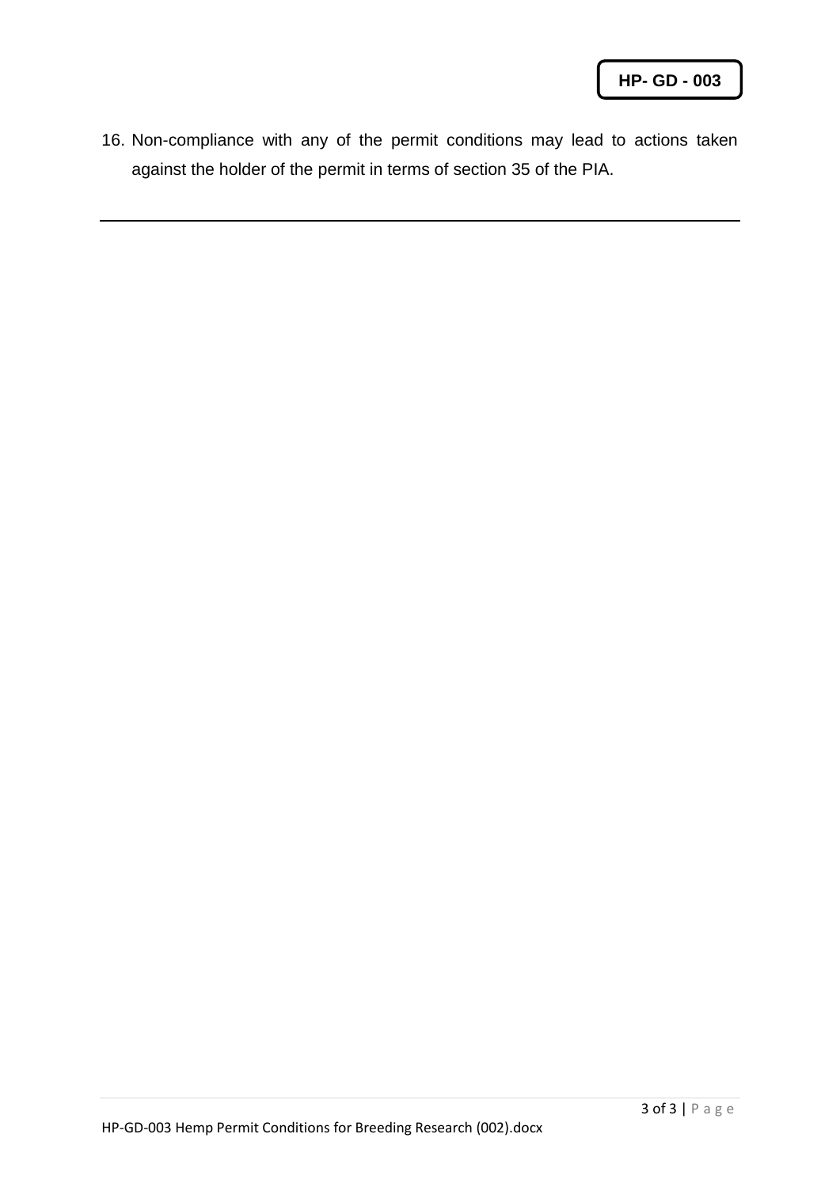16. Non-compliance with any of the permit conditions may lead to actions taken against the holder of the permit in terms of section 35 of the PIA.

---